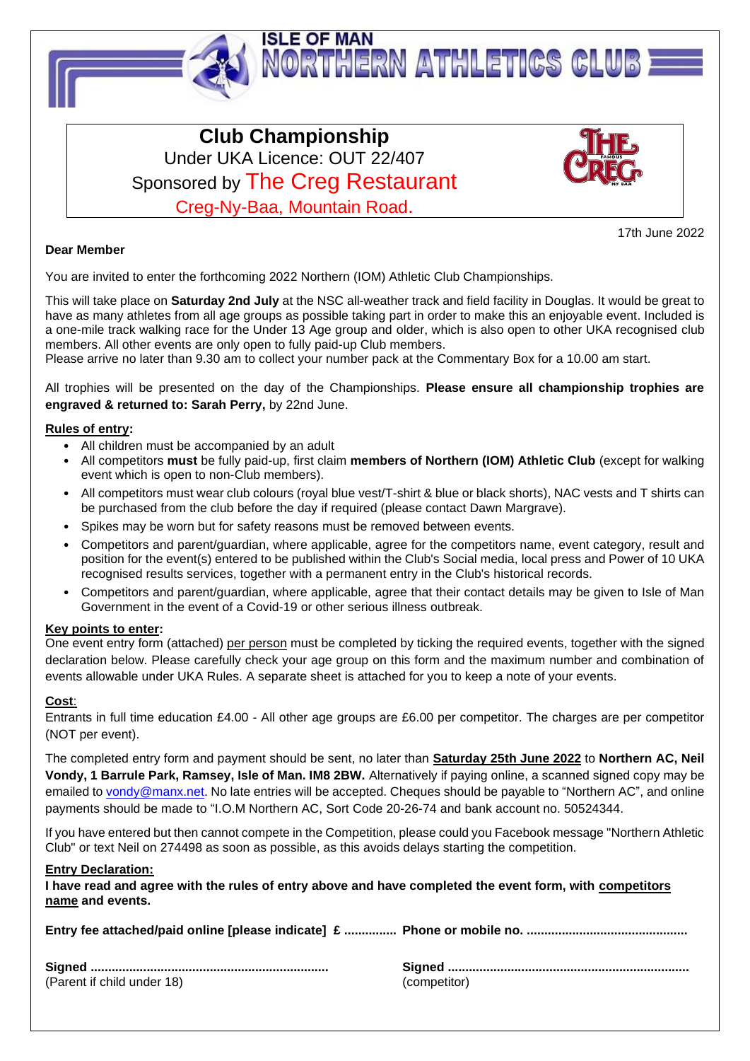# ISLE OF MAN NORTHERN ATHLETICS CLUB

## Club Championship

Under UKA Licence: OUT 22/407

Sponsored by The Creg Restaurant

Creg-Ny-Baa, Mountain Road.

17th June 2022

**Dear Member**

You are invited to enter the forthcoming 2022 Northern (IOM) Athletic Club Championships.

This will take place on **Saturday 2nd July** at the NSC all-weather track and field facility in Douglas. It would be great to have as many athletes from all age groups as possible taking part in order to make this an enjoyable event. Included is a one-mile track walking race for the Under 13 Age group and older, which is also open to other UKA recognised club members. All other events are only open to fully paid-up Club members.
Please arrive no later than 9.30 am to collect your number pack at the Commentary Box for a 10.00 am start.

All trophies will be presented on the day of the Championships. **Please ensure all championship trophies are engraved & returned to: Sarah Perry,** by 22nd June.

**Rules of entry:**

- All children must be accompanied by an adult
- All competitors **must** be fully paid-up, first claim **members of Northern (IOM) Athletic Club** (except for walking event which is open to non-Club members).
- All competitors must wear club colours (royal blue vest/T-shirt & blue or black shorts), NAC vests and T shirts can be purchased from the club before the day if required (please contact Dawn Margrave).
- Spikes may be worn but for safety reasons must be removed between events.
- Competitors and parent/guardian, where applicable, agree for the competitors name, event category, result and position for the event(s) entered to be published within the Club's Social media, local press and Power of 10 UKA recognised results services, together with a permanent entry in the Club's historical records.
- Competitors and parent/guardian, where applicable, agree that their contact details may be given to Isle of Man Government in the event of a Covid-19 or other serious illness outbreak.

**Key points to enter:**
One event entry form (attached) per person must be completed by ticking the required events, together with the signed declaration below. Please carefully check your age group on this form and the maximum number and combination of events allowable under UKA Rules. A separate sheet is attached for you to keep a note of your events.

**Cost:**
Entrants in full time education £4.00 - All other age groups are £6.00 per competitor. The charges are per competitor (NOT per event).

The completed entry form and payment should be sent, no later than **Saturday 25th June 2022** to **Northern AC, Neil Vondy, 1 Barrule Park, Ramsey, Isle of Man. IM8 2BW.** Alternatively if paying online, a scanned signed copy may be emailed to vondy@manx.net. No late entries will be accepted. Cheques should be payable to "Northern AC", and online payments should be made to "I.O.M Northern AC, Sort Code 20-26-74 and bank account no. 50524344.

If you have entered but then cannot compete in the Competition, please could you Facebook message "Northern Athletic Club" or text Neil on 274498 as soon as possible, as this avoids delays starting the competition.

**Entry Declaration:**
**I have read and agree with the rules of entry above and have completed the event form, with competitors name and events.**

**Entry fee attached/paid online [please indicate] £ ..............** **Phone or mobile no. .............................................**

**Signed ...................................................................**
(Parent if child under 18)

**Signed ...................................................................**
(competitor)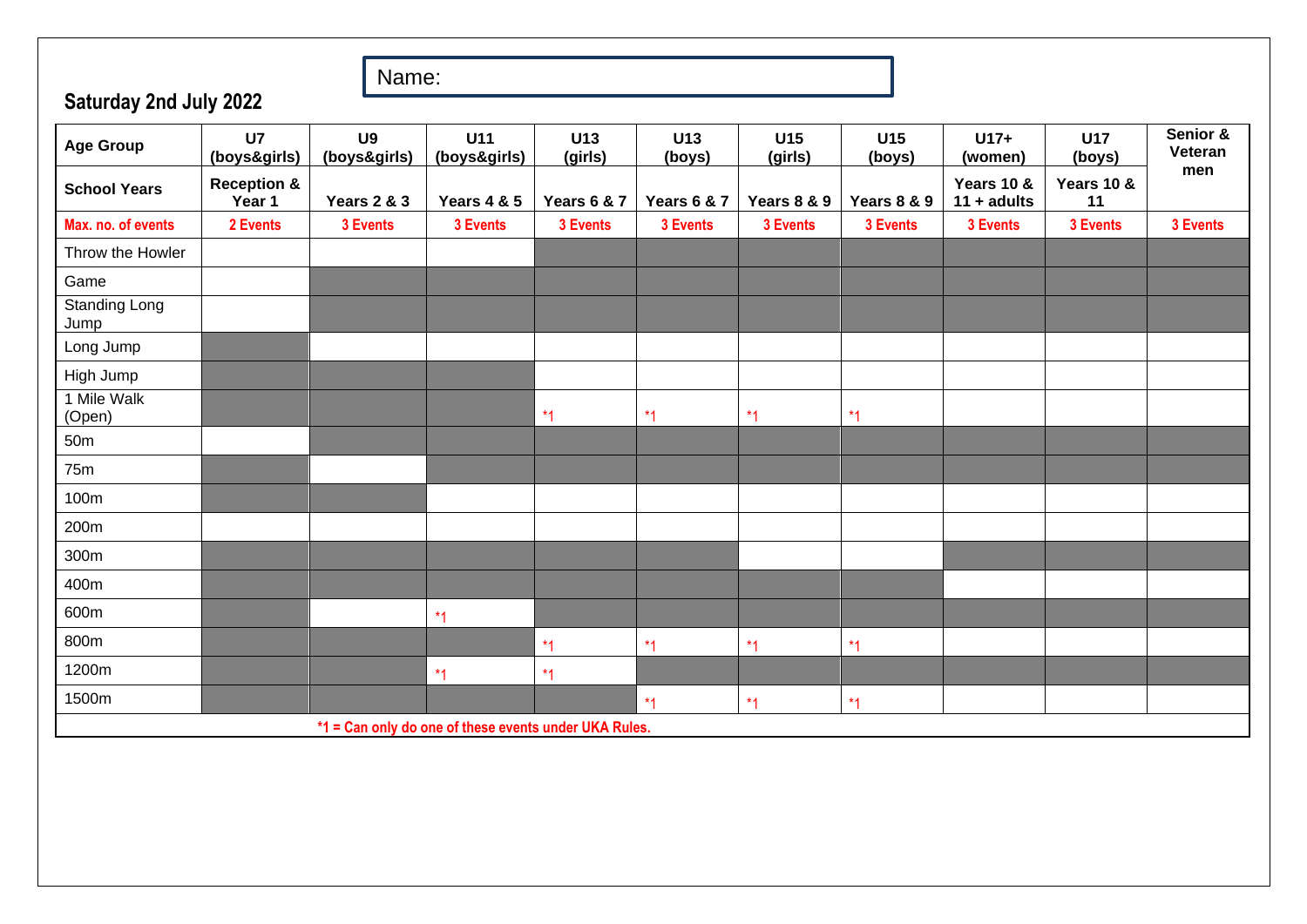Name:

**Saturday 2nd July 2022**

| Age Group | U7 (boys&girls) | U9 (boys&girls) | U11 (boys&girls) | U13 (girls) | U13 (boys) | U15 (girls) | U15 (boys) | U17+ (women) | U17 (boys) | Senior & Veteran men |
|---|---|---|---|---|---|---|---|---|---|---|
| School Years | Reception & Year 1 | Years 2 & 3 | Years 4 & 5 | Years 6 & 7 | Years 6 & 7 | Years 8 & 9 | Years 8 & 9 | Years 10 & 11 + adults | Years 10 & 11 | |
| Max. no. of events | 2 Events | 3 Events | 3 Events | 3 Events | 3 Events | 3 Events | 3 Events | 3 Events | 3 Events | 3 Events |
| Throw the Howler | | | | | | | | | | |
| Game | | | | | | | | | | |
| Standing Long Jump | | | | | | | | | | |
| Long Jump | | | | | | | | | | |
| High Jump | | | | | | | | | | |
| 1 Mile Walk (Open) | | | | *1 | *1 | *1 | *1 | | | |
| 50m | | | | | | | | | | |
| 75m | | | | | | | | | | |
| 100m | | | | | | | | | | |
| 200m | | | | | | | | | | |
| 300m | | | | | | | | | | |
| 400m | | | | | | | | | | |
| 600m | | | *1 | | | | | | | |
| 800m | | | | *1 | *1 | *1 | *1 | | | |
| 1200m | | | *1 | *1 | | | | | | |
| 1500m | | | | | *1 | *1 | *1 | | | |

*1 = Can only do one of these events under UKA Rules.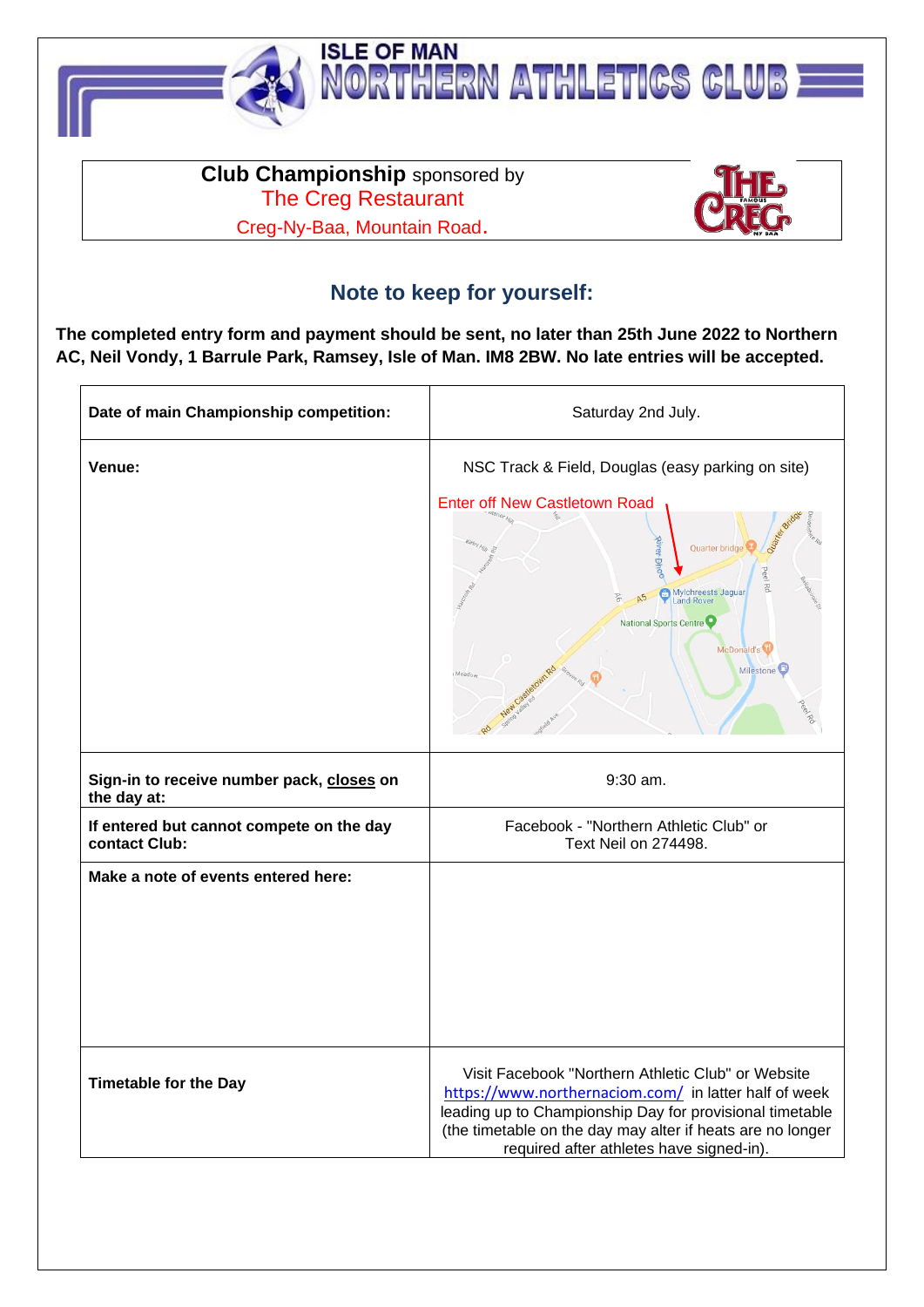ISLE OF MAN
# NORTHERN ATHLETICS CLUB

**Club Championship** sponsored by
The Creg Restaurant
Creg-Ny-Baa, Mountain Road.

## Note to keep for yourself:

**The completed entry form and payment should be sent, no later than 25th June 2022 to Northern AC, Neil Vondy, 1 Barrule Park, Ramsey, Isle of Man. IM8 2BW. No late entries will be accepted.**

| | |
|---|---|
| **Date of main Championship competition:** | Saturday 2nd July. |
| **Venue:** | NSC Track & Field, Douglas (easy parking on site)<br>Enter off New Castletown Road |
| **Sign-in to receive number pack, closes on the day at:** | 9:30 am. |
| **If entered but cannot compete on the day contact Club:** | Facebook - "Northern Athletic Club" or Text Neil on 274498. |
| **Make a note of events entered here:** | |
| **Timetable for the Day** | Visit Facebook "Northern Athletic Club" or Website https://www.northernaciom.com/ in latter half of week leading up to Championship Day for provisional timetable (the timetable on the day may alter if heats are no longer required after athletes have signed-in). |